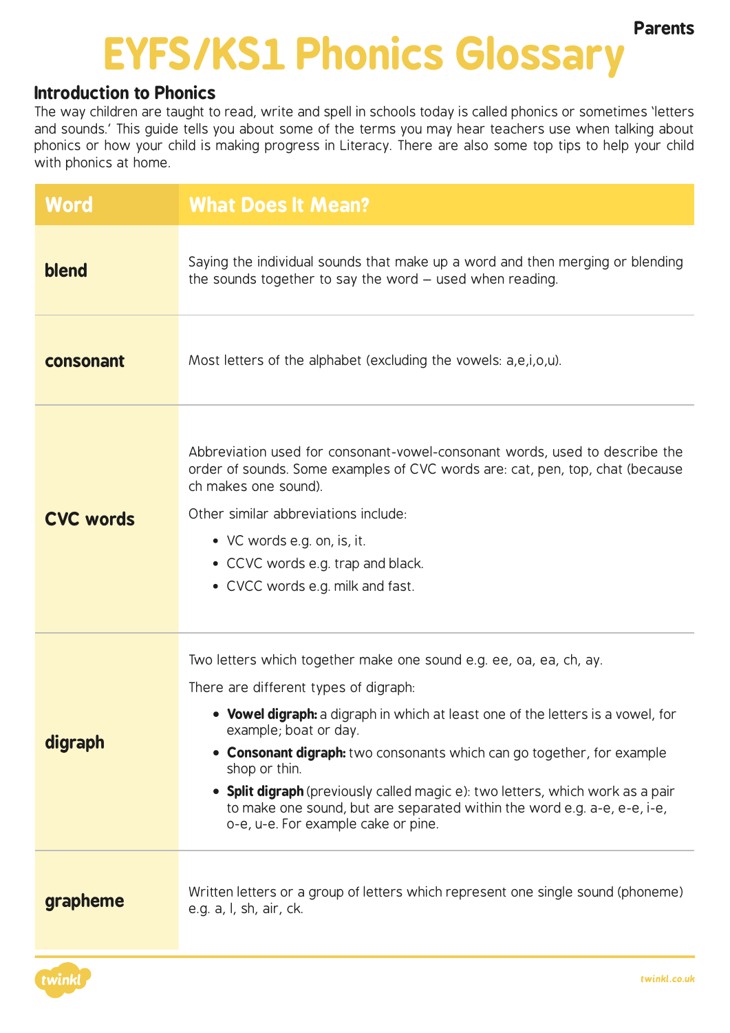Parents

# EYFS/KS1 Phonics Glossary

## Introduction to Phonics

The way children are taught to read, write and spell in schools today is called phonics or sometimes 'letters and sounds.' This guide tells you about some of the terms you may hear teachers use when talking about phonics or how your child is making progress in Literacy. There are also some top tips to help your child with phonics at home.

| Word | What Does It Mean? |
| --- | --- |
| **blend** | Saying the individual sounds that make up a word and then merging or blending the sounds together to say the word – used when reading. |
| **consonant** | Most letters of the alphabet (excluding the vowels: a,e,i,o,u). |
| **CVC words** | Abbreviation used for consonant-vowel-consonant words, used to describe the order of sounds. Some examples of CVC words are: cat, pen, top, chat (because ch makes one sound).<br><br>Other similar abbreviations include:<br>• VC words e.g. on, is, it.<br>• CCVC words e.g. trap and black.<br>• CVCC words e.g. milk and fast. |
| **digraph** | Two letters which together make one sound e.g. ee, oa, ea, ch, ay.<br><br>There are different types of digraph:<br>• **Vowel digraph:** a digraph in which at least one of the letters is a vowel, for example; boat or day.<br>• **Consonant digraph:** two consonants which can go together, for example shop or thin.<br>• **Split digraph** (previously called magic e): two letters, which work as a pair to make one sound, but are separated within the word e.g. a-e, e-e, i-e, o-e, u-e. For example cake or pine. |
| **grapheme** | Written letters or a group of letters which represent one single sound (phoneme) e.g. a, l, sh, air, ck. |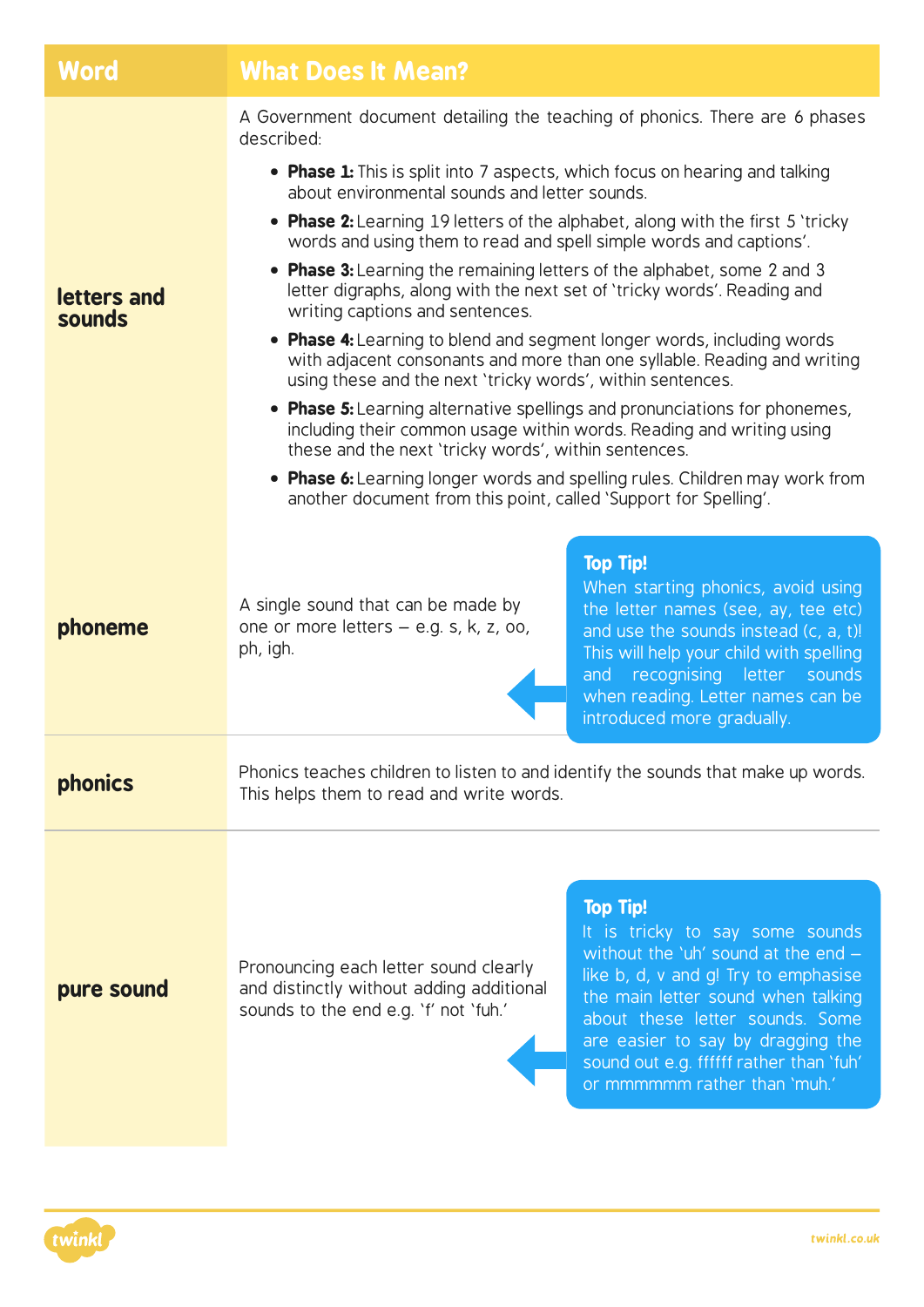| Word | What Does It Mean? |
| --- | --- |
| **letters and sounds** | A Government document detailing the teaching of phonics. There are 6 phases described:<br>• **Phase 1:** This is split into 7 aspects, which focus on hearing and talking about environmental sounds and letter sounds.<br>• **Phase 2:** Learning 19 letters of the alphabet, along with the first 5 'tricky words and using them to read and spell simple words and captions'.<br>• **Phase 3:** Learning the remaining letters of the alphabet, some 2 and 3 letter digraphs, along with the next set of 'tricky words'. Reading and writing captions and sentences.<br>• **Phase 4:** Learning to blend and segment longer words, including words with adjacent consonants and more than one syllable. Reading and writing using these and the next 'tricky words', within sentences.<br>• **Phase 5:** Learning alternative spellings and pronunciations for phonemes, including their common usage within words. Reading and writing using these and the next 'tricky words', within sentences.<br>• **Phase 6:** Learning longer words and spelling rules. Children may work from another document from this point, called 'Support for Spelling'. |
| **phoneme** | A single sound that can be made by one or more letters – e.g. s, k, z, oo, ph, igh.<br><br>**Top Tip!** When starting phonics, avoid using the letter names (see, ay, tee etc) and use the sounds instead (c, a, t)! This will help your child with spelling and recognising letter sounds when reading. Letter names can be introduced more gradually. |
| **phonics** | Phonics teaches children to listen to and identify the sounds that make up words. This helps them to read and write words. |
| **pure sound** | Pronouncing each letter sound clearly and distinctly without adding additional sounds to the end e.g. 'f' not 'fuh.'<br><br>**Top Tip!** It is tricky to say some sounds without the 'uh' sound at the end – like b, d, v and g! Try to emphasise the main letter sound when talking about these letter sounds. Some are easier to say by dragging the sound out e.g. ffffff rather than 'fuh' or mmmmmm rather than 'muh.' |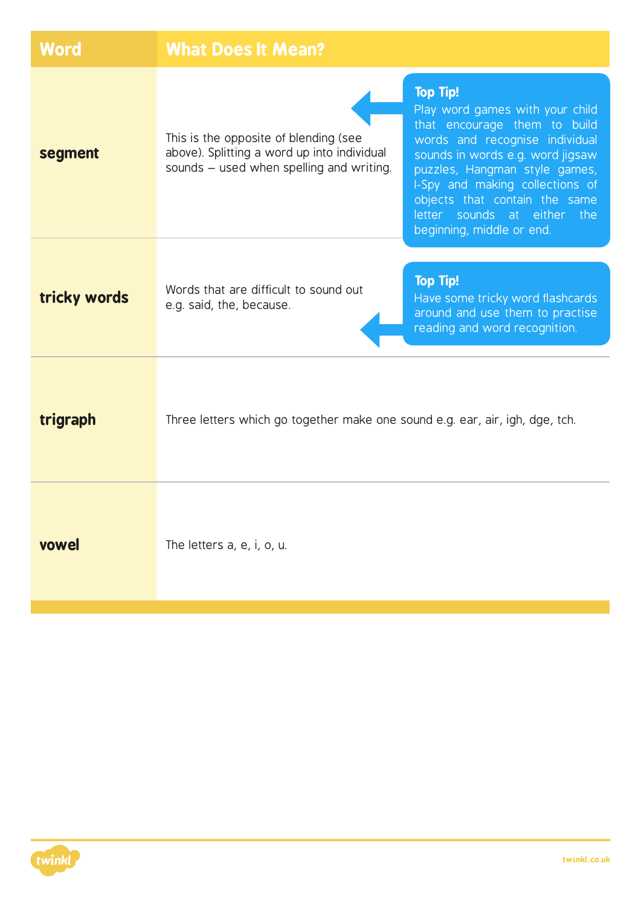| Word | What Does It Mean? |
| --- | --- |
| segment | This is the opposite of blending (see above). Splitting a word up into individual sounds – used when spelling and writing. |
| tricky words | Words that are difficult to sound out e.g. said, the, because. |
| trigraph | Three letters which go together make one sound e.g. ear, air, igh, dge, tch. |
| vowel | The letters a, e, i, o, u. |

**Top Tip!**
Play word games with your child that encourage them to build words and recognise individual sounds in words e.g. word jigsaw puzzles, Hangman style games, I-Spy and making collections of objects that contain the same letter sounds at either the beginning, middle or end.

**Top Tip!**
Have some tricky word flashcards around and use them to practise reading and word recognition.